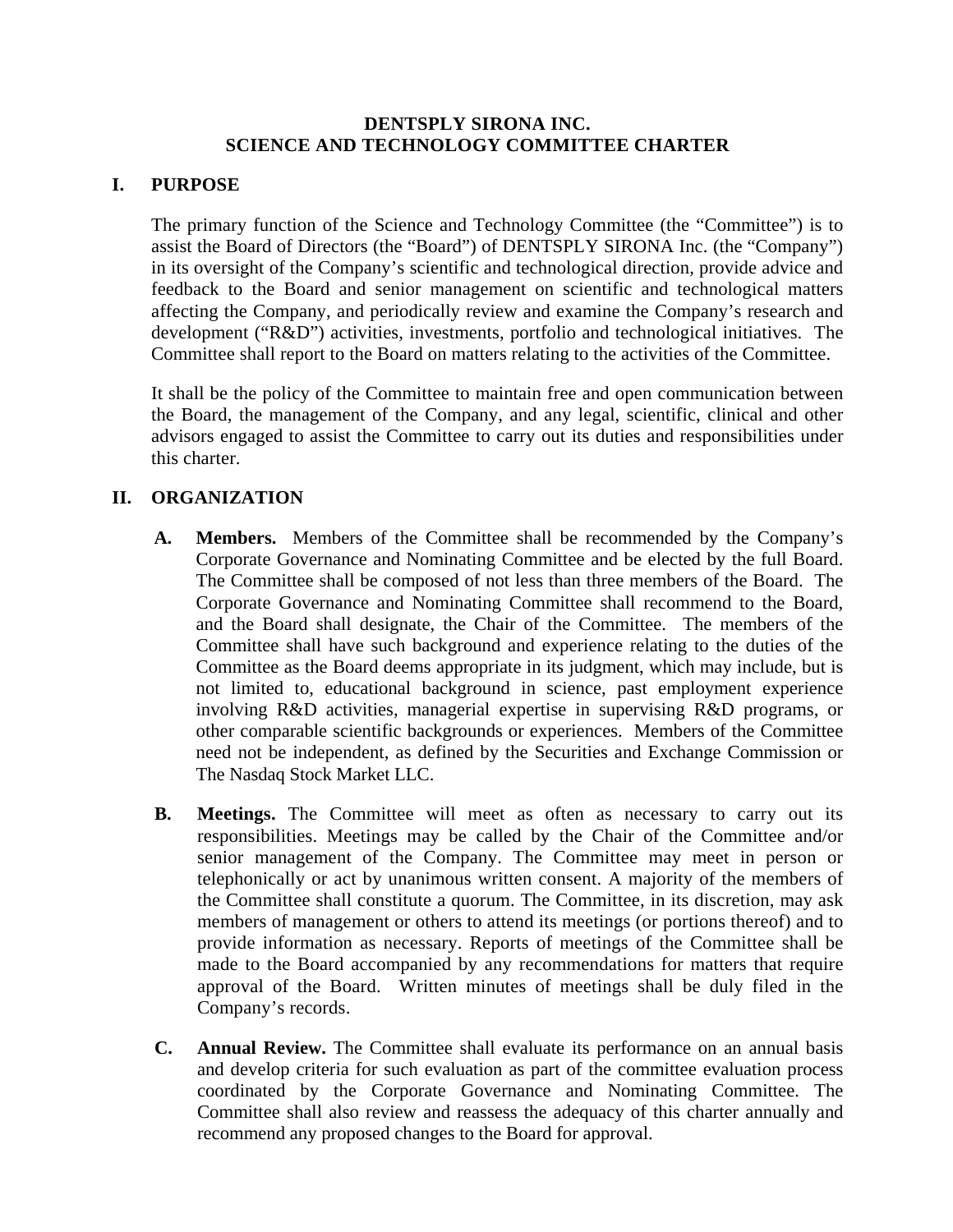# DENTSPLY SIRONA INC.
# SCIENCE AND TECHNOLOGY COMMITTEE CHARTER

## I. PURPOSE

The primary function of the Science and Technology Committee (the "Committee") is to assist the Board of Directors (the "Board") of DENTSPLY SIRONA Inc. (the "Company") in its oversight of the Company's scientific and technological direction, provide advice and feedback to the Board and senior management on scientific and technological matters affecting the Company, and periodically review and examine the Company's research and development ("R&D") activities, investments, portfolio and technological initiatives. The Committee shall report to the Board on matters relating to the activities of the Committee.

It shall be the policy of the Committee to maintain free and open communication between the Board, the management of the Company, and any legal, scientific, clinical and other advisors engaged to assist the Committee to carry out its duties and responsibilities under this charter.

## II. ORGANIZATION

**A. Members.** Members of the Committee shall be recommended by the Company's Corporate Governance and Nominating Committee and be elected by the full Board. The Committee shall be composed of not less than three members of the Board. The Corporate Governance and Nominating Committee shall recommend to the Board, and the Board shall designate, the Chair of the Committee. The members of the Committee shall have such background and experience relating to the duties of the Committee as the Board deems appropriate in its judgment, which may include, but is not limited to, educational background in science, past employment experience involving R&D activities, managerial expertise in supervising R&D programs, or other comparable scientific backgrounds or experiences. Members of the Committee need not be independent, as defined by the Securities and Exchange Commission or The Nasdaq Stock Market LLC.

**B. Meetings.** The Committee will meet as often as necessary to carry out its responsibilities. Meetings may be called by the Chair of the Committee and/or senior management of the Company. The Committee may meet in person or telephonically or act by unanimous written consent. A majority of the members of the Committee shall constitute a quorum. The Committee, in its discretion, may ask members of management or others to attend its meetings (or portions thereof) and to provide information as necessary. Reports of meetings of the Committee shall be made to the Board accompanied by any recommendations for matters that require approval of the Board. Written minutes of meetings shall be duly filed in the Company's records.

**C. Annual Review.** The Committee shall evaluate its performance on an annual basis and develop criteria for such evaluation as part of the committee evaluation process coordinated by the Corporate Governance and Nominating Committee. The Committee shall also review and reassess the adequacy of this charter annually and recommend any proposed changes to the Board for approval.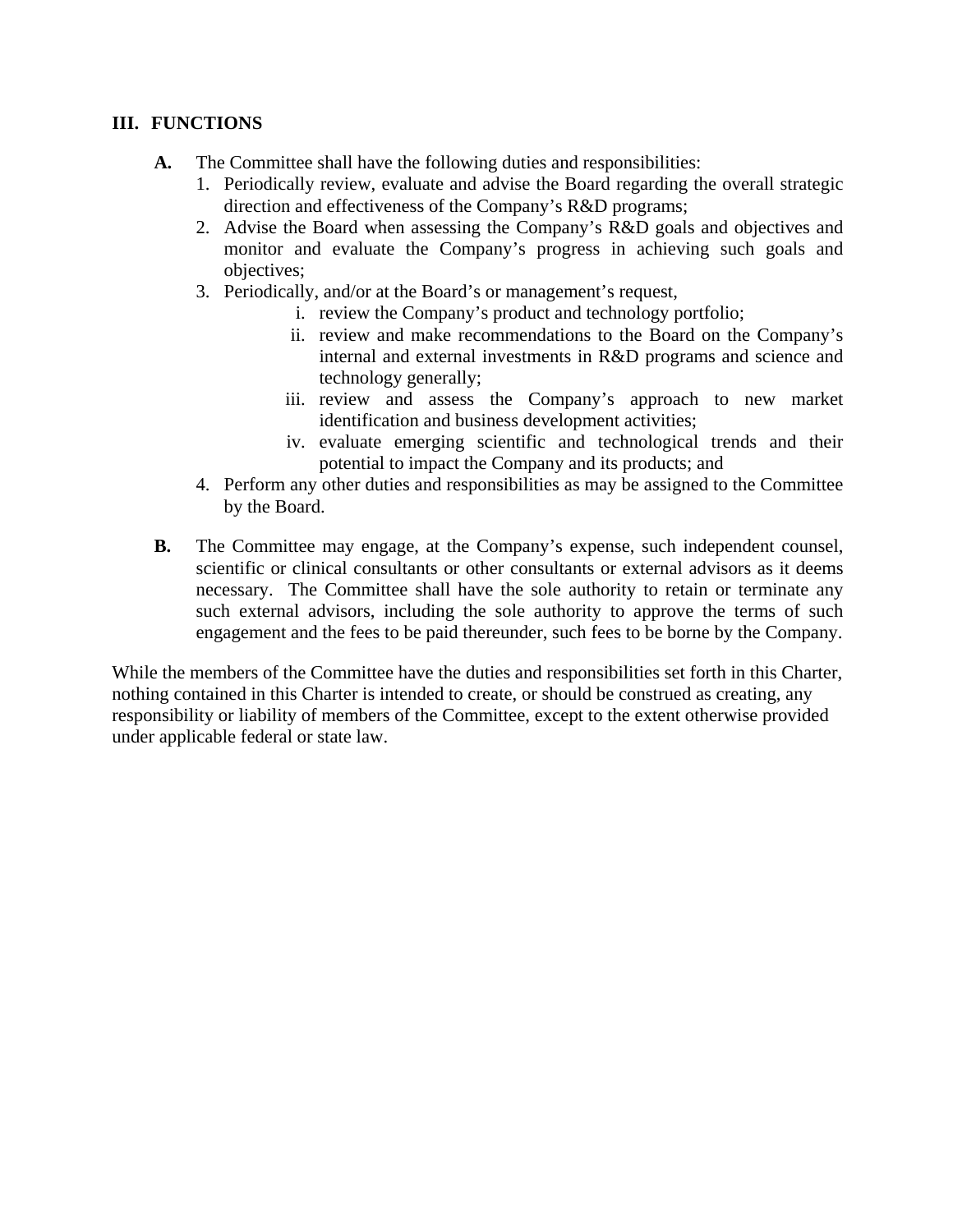## III. FUNCTIONS

**A.** The Committee shall have the following duties and responsibilities:

1. Periodically review, evaluate and advise the Board regarding the overall strategic direction and effectiveness of the Company's R&D programs;
2. Advise the Board when assessing the Company's R&D goals and objectives and monitor and evaluate the Company's progress in achieving such goals and objectives;
3. Periodically, and/or at the Board's or management's request,
   - i. review the Company's product and technology portfolio;
   - ii. review and make recommendations to the Board on the Company's internal and external investments in R&D programs and science and technology generally;
   - iii. review and assess the Company's approach to new market identification and business development activities;
   - iv. evaluate emerging scientific and technological trends and their potential to impact the Company and its products; and
4. Perform any other duties and responsibilities as may be assigned to the Committee by the Board.

**B.** The Committee may engage, at the Company's expense, such independent counsel, scientific or clinical consultants or other consultants or external advisors as it deems necessary. The Committee shall have the sole authority to retain or terminate any such external advisors, including the sole authority to approve the terms of such engagement and the fees to be paid thereunder, such fees to be borne by the Company.

While the members of the Committee have the duties and responsibilities set forth in this Charter, nothing contained in this Charter is intended to create, or should be construed as creating, any responsibility or liability of members of the Committee, except to the extent otherwise provided under applicable federal or state law.